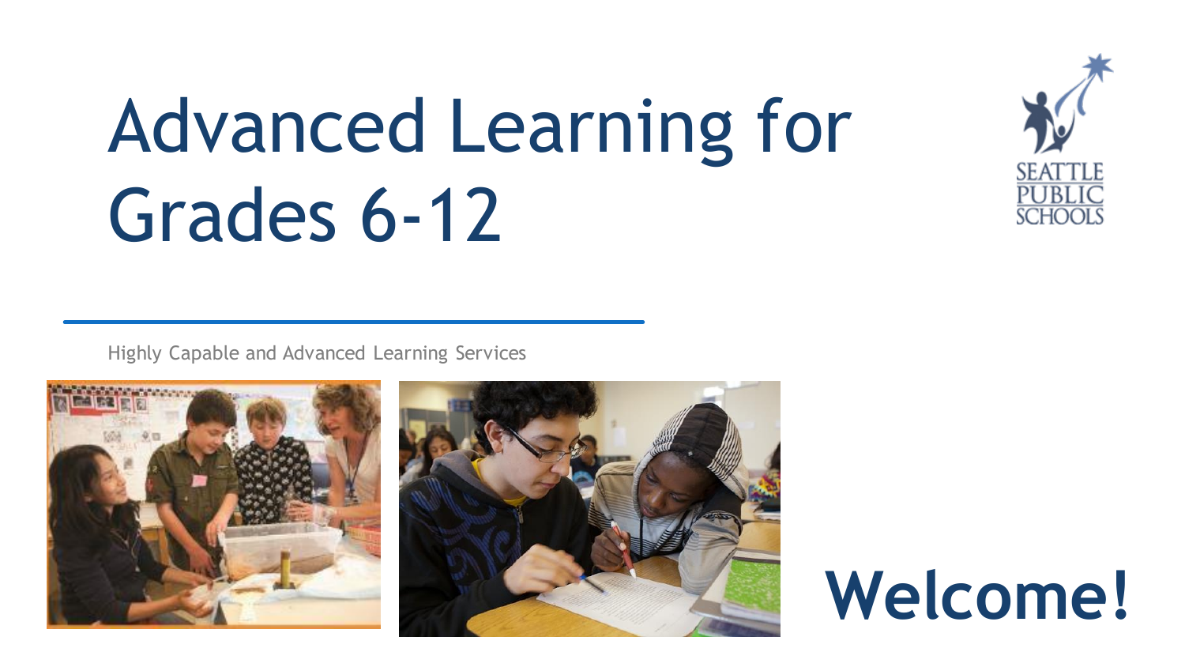# Advanced Learning for Grades 6-12

Highly Capable and Advanced Learning Services

**Welcome!**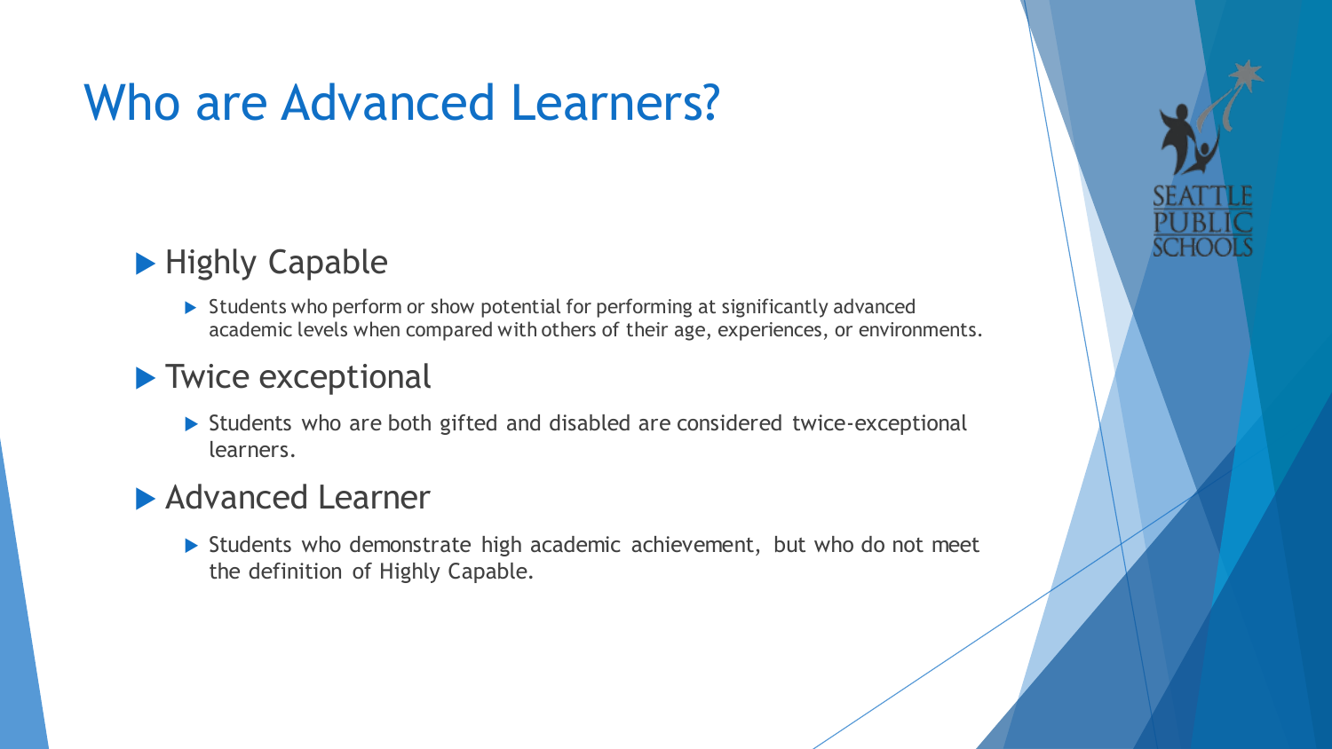# Who are Advanced Learners?

- Highly Capable
  - Students who perform or show potential for performing at significantly advanced academic levels when compared with others of their age, experiences, or environments.
- Twice exceptional
  - Students who are both gifted and disabled are considered twice-exceptional learners.
- Advanced Learner
  - Students who demonstrate high academic achievement, but who do not meet the definition of Highly Capable.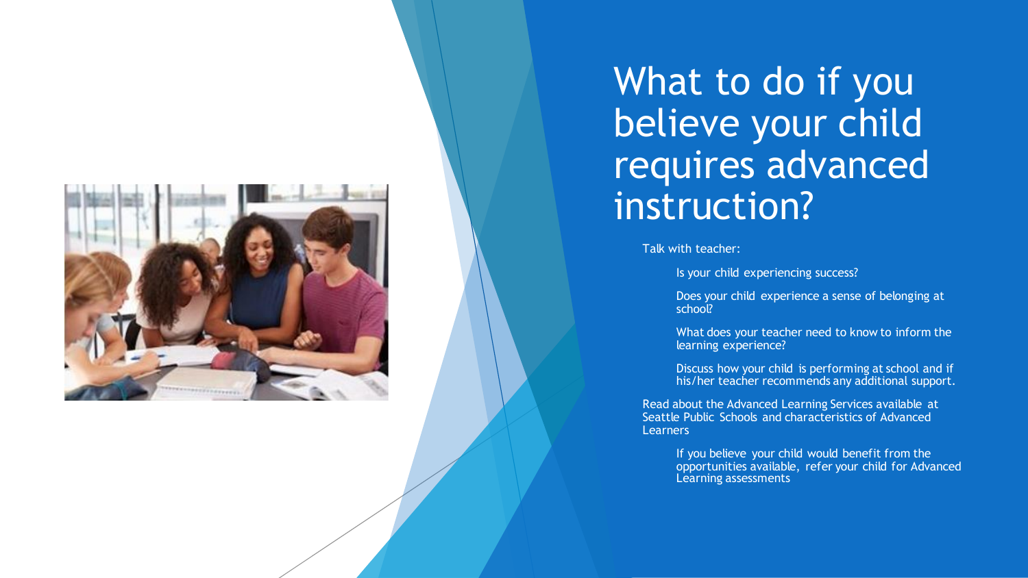# What to do if you believe your child requires advanced instruction?

- Talk with teacher:
  - Is your child experiencing success?
  - Does your child experience a sense of belonging at school?
  - What does your teacher need to know to inform the learning experience?
  - Discuss how your child is performing at school and if his/her teacher recommends any additional support.
- Read about the Advanced Learning Services available at Seattle Public Schools and characteristics of Advanced Learners
  - If you believe your child would benefit from the opportunities available, refer your child for Advanced Learning assessments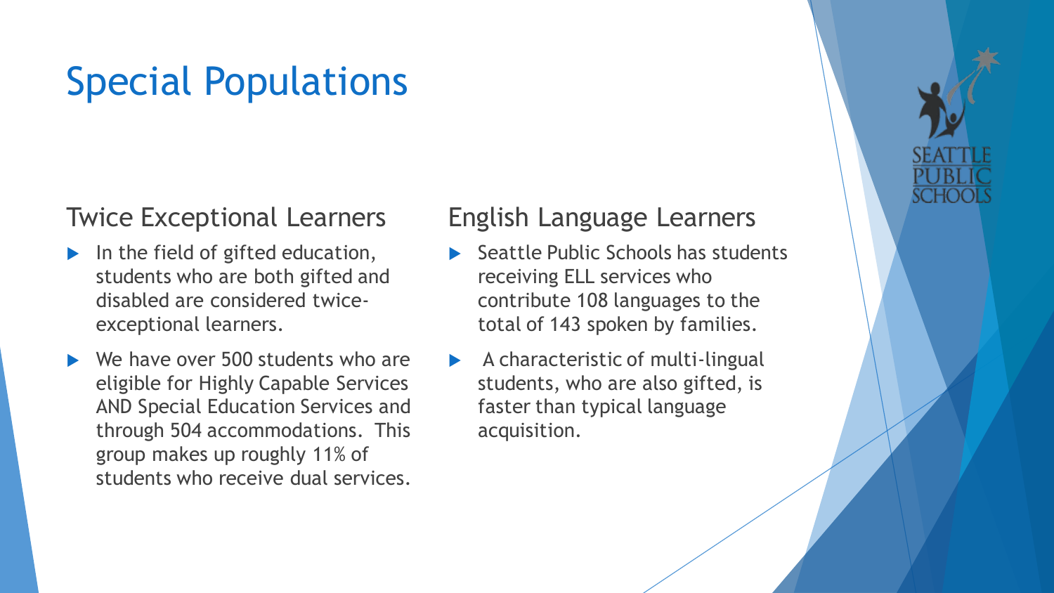# Special Populations

## Twice Exceptional Learners

- In the field of gifted education, students who are both gifted and disabled are considered twice-exceptional learners.
- We have over 500 students who are eligible for Highly Capable Services AND Special Education Services and through 504 accommodations. This group makes up roughly 11% of students who receive dual services.

## English Language Learners

- Seattle Public Schools has students receiving ELL services who contribute 108 languages to the total of 143 spoken by families.
- A characteristic of multi-lingual students, who are also gifted, is faster than typical language acquisition.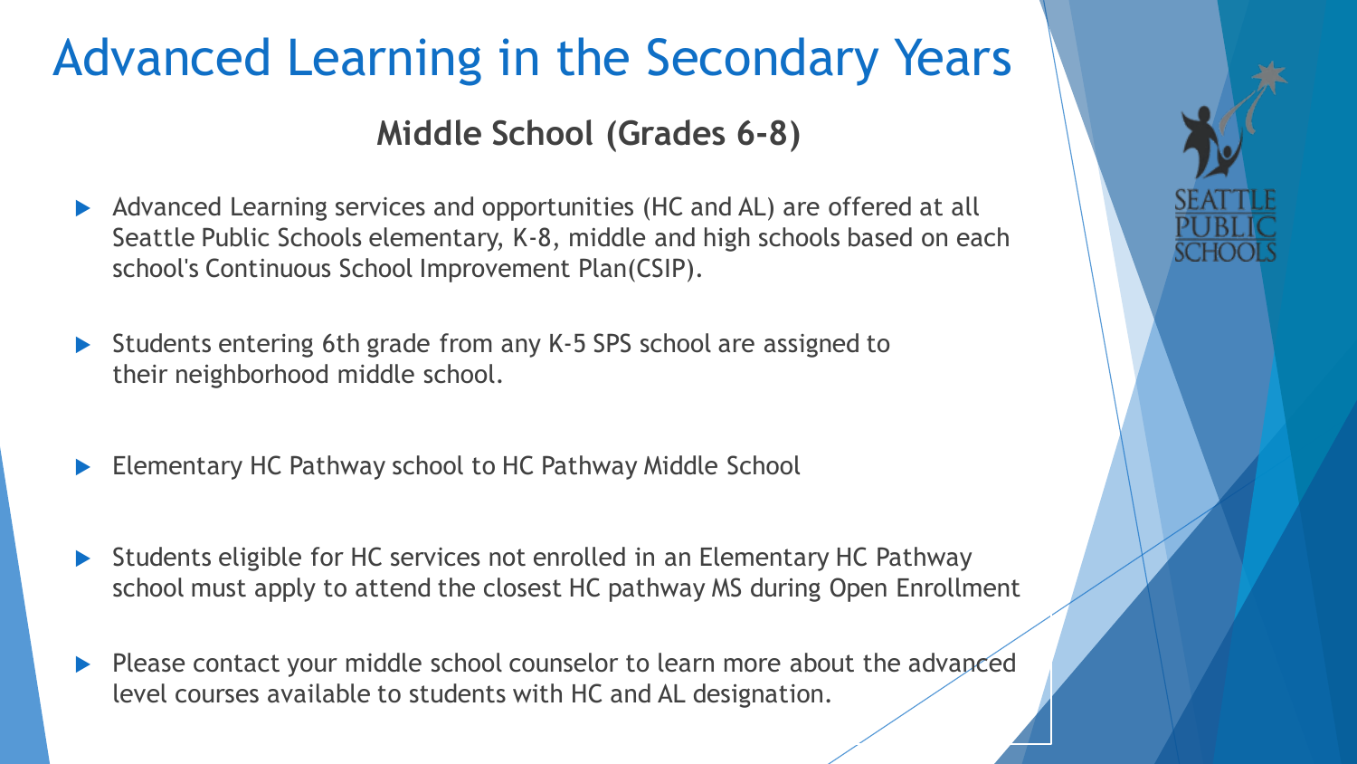# Advanced Learning in the Secondary Years

## Middle School (Grades 6-8)

- Advanced Learning services and opportunities (HC and AL) are offered at all Seattle Public Schools elementary, K-8, middle and high schools based on each school's Continuous School Improvement Plan(CSIP).
- Students entering 6th grade from any K-5 SPS school are assigned to their neighborhood middle school.
- Elementary HC Pathway school to HC Pathway Middle School
- Students eligible for HC services not enrolled in an Elementary HC Pathway school must apply to attend the closest HC pathway MS during Open Enrollment
- Please contact your middle school counselor to learn more about the advanced level courses available to students with HC and AL designation.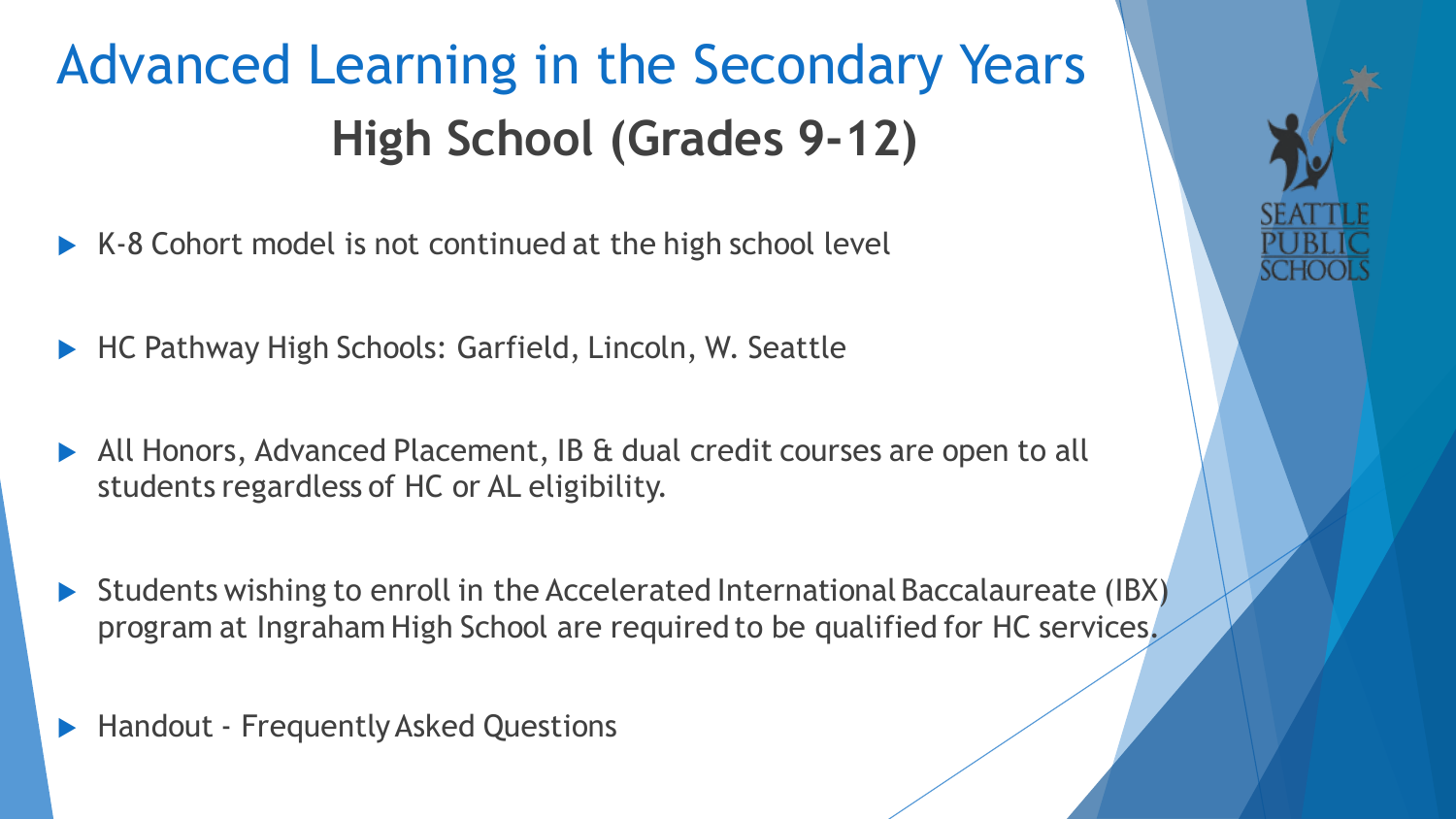# Advanced Learning in the Secondary Years

## High School (Grades 9-12)

- K-8 Cohort model is not continued at the high school level
- HC Pathway High Schools: Garfield, Lincoln, W. Seattle
- All Honors, Advanced Placement, IB & dual credit courses are open to all students regardless of HC or AL eligibility.
- Students wishing to enroll in the Accelerated International Baccalaureate (IBX) program at Ingraham High School are required to be qualified for HC services.
- Handout - Frequently Asked Questions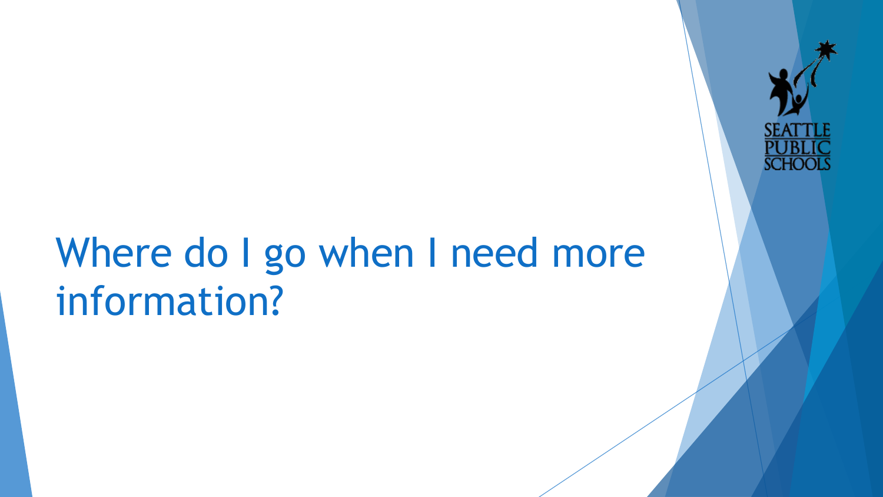# Where do I go when I need more information?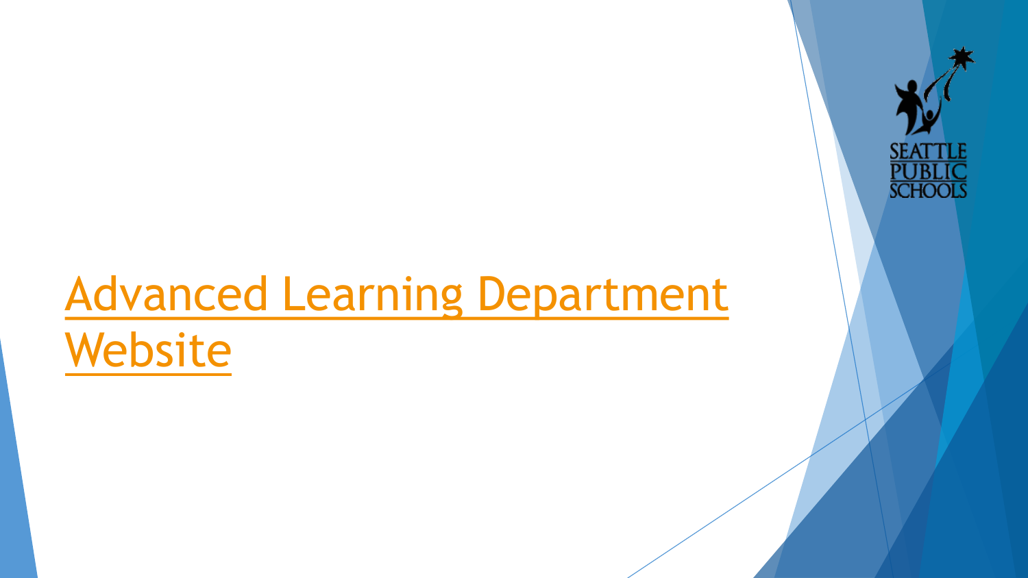# Advanced Learning Department Website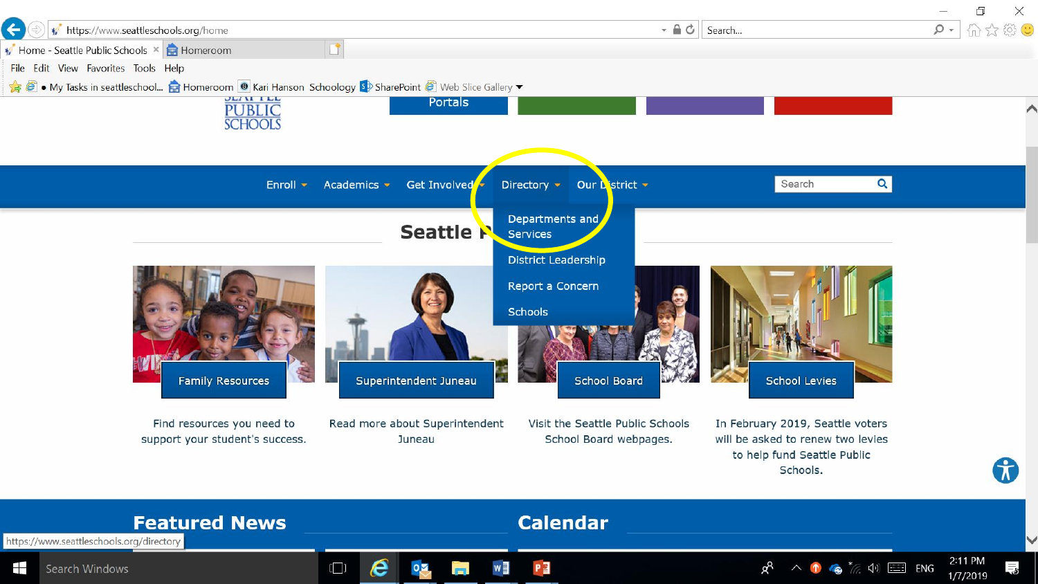Portals

Enroll | Academics | Get Involved | Directory | Our District

Search

- Departments and Services
- District Leadership
- Report a Concern
- Schools

## Seattle P

**Family Resources**

Find resources you need to support your student's success.

**Superintendent Juneau**

Read more about Superintendent Juneau

**School Board**

Visit the Seattle Public Schools School Board webpages.

**School Levies**

In February 2019, Seattle voters will be asked to renew two levies to help fund Seattle Public Schools.

## Featured News

## Calendar

https://www.seattleschools.org/directory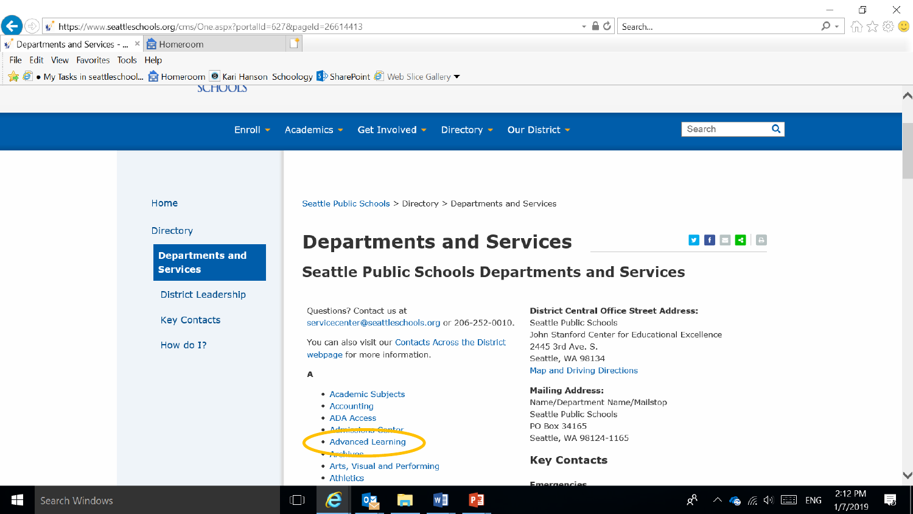Seattle Public Schools > Directory > Departments and Services

# Departments and Services

## Seattle Public Schools Departments and Services

- Home
- Directory
- **Departments and Services**
- District Leadership
- Key Contacts
- How do I?

Questions? Contact us at servicecenter@seattleschools.org or 206-252-0010.

You can also visit our Contacts Across the District webpage for more information.

A

- Academic Subjects
- Accounting
- ADA Access
- Admissions Center
- Advanced Learning
- Archives
- Arts, Visual and Performing
- Athletics

**District Central Office Street Address:**
Seattle Public Schools
John Stanford Center for Educational Excellence
2445 3rd Ave. S.
Seattle, WA 98134
Map and Driving Directions

**Mailing Address:**
Name/Department Name/Mailstop
Seattle Public Schools
PO Box 34165
Seattle, WA 98124-1165

### Key Contacts

**Emergencies**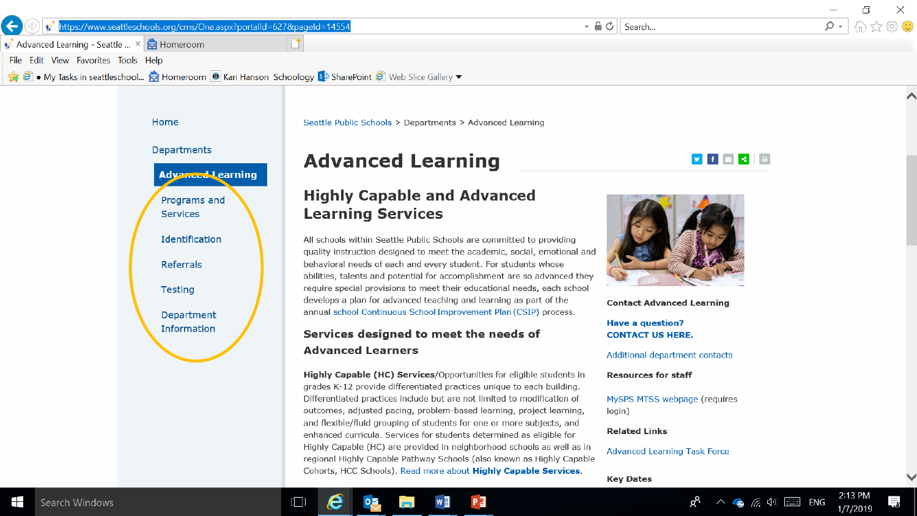Home

Departments

**Advanced Learning**

Programs and Services

Identification

Referrals

Testing

Department Information

Seattle Public Schools > Departments > Advanced Learning

# Advanced Learning

## Highly Capable and Advanced Learning Services

All schools within Seattle Public Schools are committed to providing quality instruction designed to meet the academic, social, emotional and behavioral needs of each and every student. For students whose abilities, talents and potential for accomplishment are so advanced they require special provisions to meet their educational needs, each school develops a plan for advanced teaching and learning as part of the annual school Continuous School Improvement Plan (CSIP) process.

### Services designed to meet the needs of Advanced Learners

**Highly Capable (HC) Services**/Opportunities for eligible students in grades K-12 provide differentiated practices unique to each building. Differentiated practices include but are not limited to modification of outcomes, adjusted pacing, problem-based learning, project learning, and flexible/fluid grouping of students for one or more subjects, and enhanced curricula. Services for students determined as eligible for Highly Capable (HC) are provided in neighborhood schools as well as in regional Highly Capable Pathway Schools (also known as Highly Capable Cohorts, HCC Schools). Read more about **Highly Capable Services**.

**Contact Advanced Learning**

**Have a question?**
**CONTACT US HERE.**

Additional department contacts

**Resources for staff**

MySPS MTSS webpage (requires login)

**Related Links**

Advanced Learning Task Force

**Key Dates**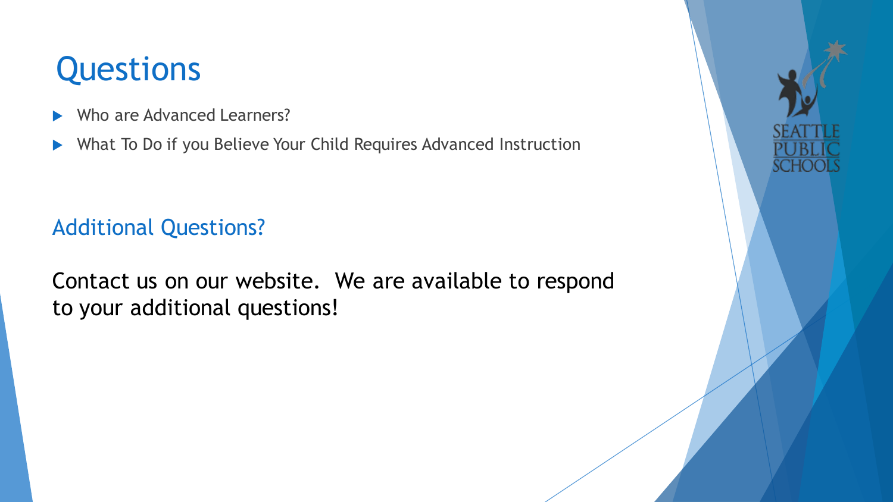# Questions

- Who are Advanced Learners?
- What To Do if you Believe Your Child Requires Advanced Instruction

## Additional Questions?

Contact us on our website. We are available to respond to your additional questions!